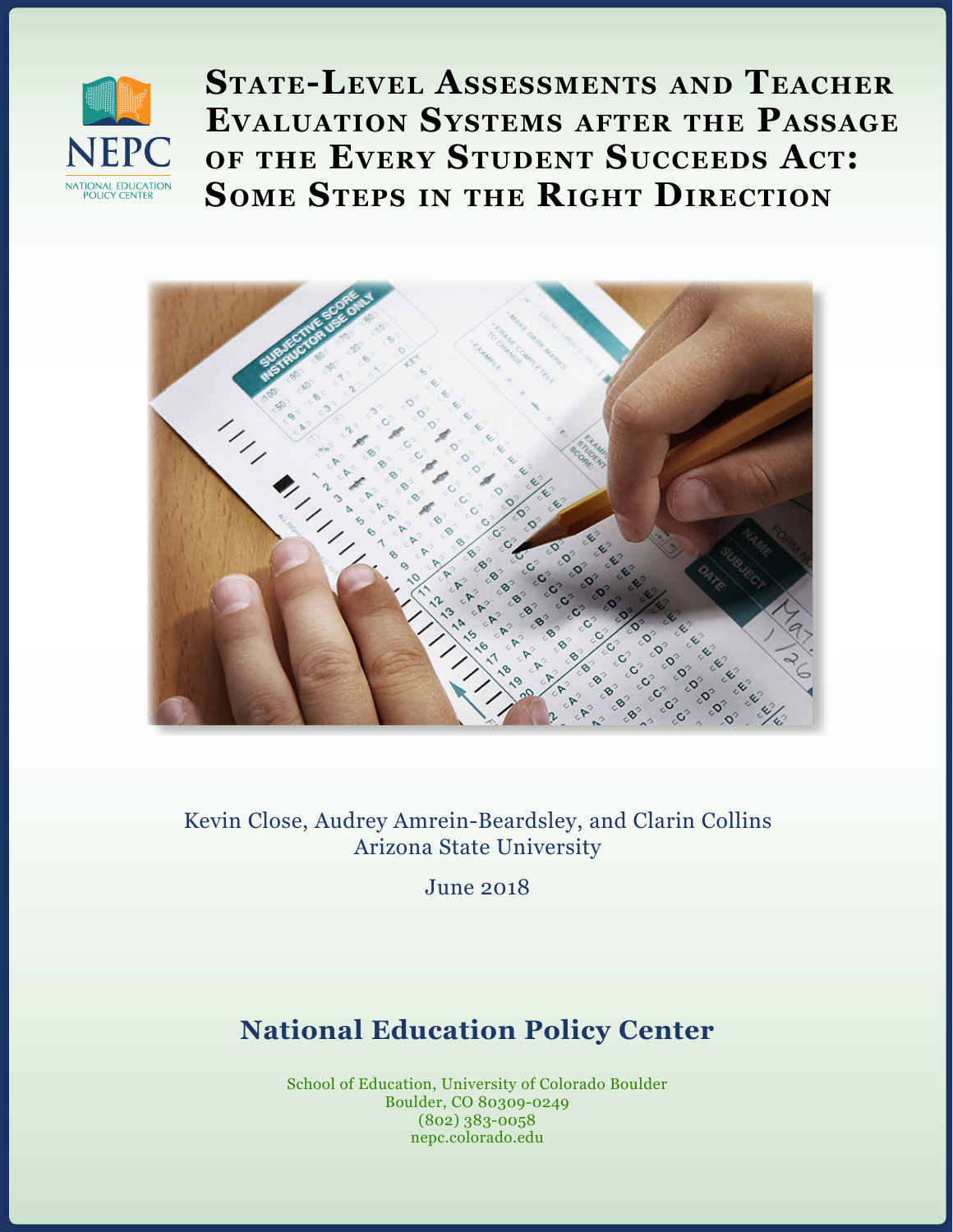NEPC

NATIONAL EDUCATION POLICY CENTER

# State-Level Assessments and Teacher Evaluation Systems after the Passage of the Every Student Succeeds Act: Some Steps in the Right Direction

Kevin Close, Audrey Amrein-Beardsley, and Clarin Collins
Arizona State University

June 2018

## National Education Policy Center

School of Education, University of Colorado Boulder
Boulder, CO 80309-0249
(802) 383-0058
nepc.colorado.edu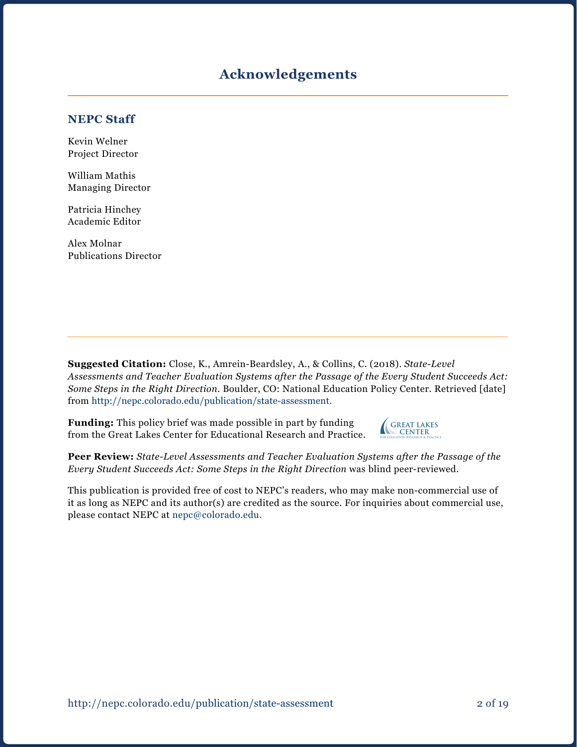# Acknowledgements

## NEPC Staff

Kevin Welner
Project Director

William Mathis
Managing Director

Patricia Hinchey
Academic Editor

Alex Molnar
Publications Director

**Suggested Citation:** Close, K., Amrein-Beardsley, A., & Collins, C. (2018). *State-Level Assessments and Teacher Evaluation Systems after the Passage of the Every Student Succeeds Act: Some Steps in the Right Direction*. Boulder, CO: National Education Policy Center. Retrieved [date] from http://nepc.colorado.edu/publication/state-assessment.

**Funding:** This policy brief was made possible in part by funding from the Great Lakes Center for Educational Research and Practice.

**Peer Review:** *State-Level Assessments and Teacher Evaluation Systems after the Passage of the Every Student Succeeds Act: Some Steps in the Right Direction* was blind peer-reviewed.

This publication is provided free of cost to NEPC's readers, who may make non-commercial use of it as long as NEPC and its author(s) are credited as the source. For inquiries about commercial use, please contact NEPC at nepc@colorado.edu.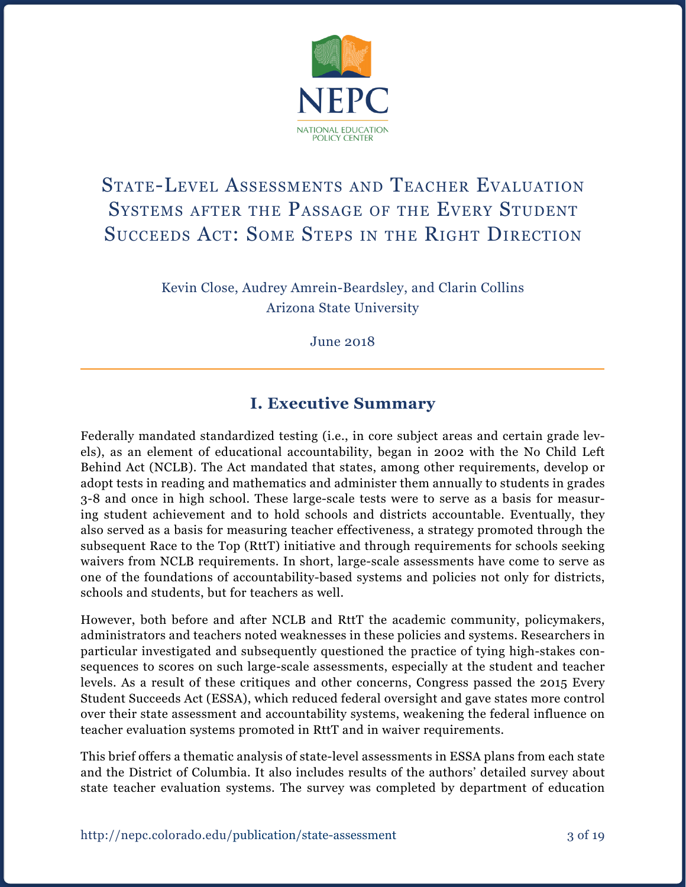NEPC

NATIONAL EDUCATION POLICY CENTER

# State-Level Assessments and Teacher Evaluation Systems after the Passage of the Every Student Succeeds Act: Some Steps in the Right Direction

Kevin Close, Audrey Amrein-Beardsley, and Clarin Collins
Arizona State University

June 2018

## I. Executive Summary

Federally mandated standardized testing (i.e., in core subject areas and certain grade levels), as an element of educational accountability, began in 2002 with the No Child Left Behind Act (NCLB). The Act mandated that states, among other requirements, develop or adopt tests in reading and mathematics and administer them annually to students in grades 3-8 and once in high school. These large-scale tests were to serve as a basis for measuring student achievement and to hold schools and districts accountable. Eventually, they also served as a basis for measuring teacher effectiveness, a strategy promoted through the subsequent Race to the Top (RttT) initiative and through requirements for schools seeking waivers from NCLB requirements. In short, large-scale assessments have come to serve as one of the foundations of accountability-based systems and policies not only for districts, schools and students, but for teachers as well.

However, both before and after NCLB and RttT the academic community, policymakers, administrators and teachers noted weaknesses in these policies and systems. Researchers in particular investigated and subsequently questioned the practice of tying high-stakes consequences to scores on such large-scale assessments, especially at the student and teacher levels. As a result of these critiques and other concerns, Congress passed the 2015 Every Student Succeeds Act (ESSA), which reduced federal oversight and gave states more control over their state assessment and accountability systems, weakening the federal influence on teacher evaluation systems promoted in RttT and in waiver requirements.

This brief offers a thematic analysis of state-level assessments in ESSA plans from each state and the District of Columbia. It also includes results of the authors' detailed survey about state teacher evaluation systems. The survey was completed by department of education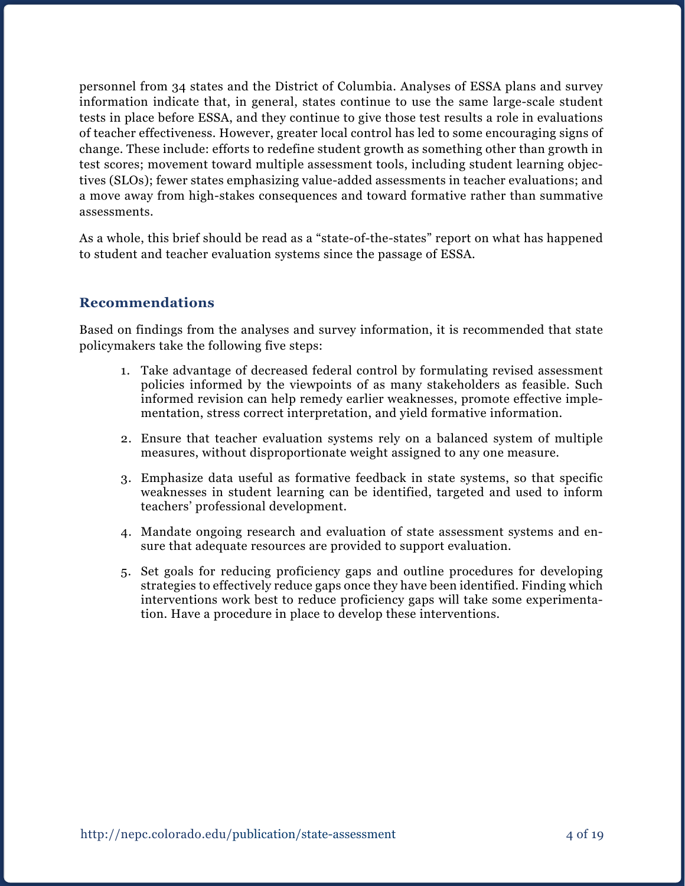personnel from 34 states and the District of Columbia. Analyses of ESSA plans and survey information indicate that, in general, states continue to use the same large-scale student tests in place before ESSA, and they continue to give those test results a role in evaluations of teacher effectiveness. However, greater local control has led to some encouraging signs of change. These include: efforts to redefine student growth as something other than growth in test scores; movement toward multiple assessment tools, including student learning objectives (SLOs); fewer states emphasizing value-added assessments in teacher evaluations; and a move away from high-stakes consequences and toward formative rather than summative assessments.

As a whole, this brief should be read as a "state-of-the-states" report on what has happened to student and teacher evaluation systems since the passage of ESSA.

## Recommendations

Based on findings from the analyses and survey information, it is recommended that state policymakers take the following five steps:

1. Take advantage of decreased federal control by formulating revised assessment policies informed by the viewpoints of as many stakeholders as feasible. Such informed revision can help remedy earlier weaknesses, promote effective implementation, stress correct interpretation, and yield formative information.

2. Ensure that teacher evaluation systems rely on a balanced system of multiple measures, without disproportionate weight assigned to any one measure.

3. Emphasize data useful as formative feedback in state systems, so that specific weaknesses in student learning can be identified, targeted and used to inform teachers' professional development.

4. Mandate ongoing research and evaluation of state assessment systems and ensure that adequate resources are provided to support evaluation.

5. Set goals for reducing proficiency gaps and outline procedures for developing strategies to effectively reduce gaps once they have been identified. Finding which interventions work best to reduce proficiency gaps will take some experimentation. Have a procedure in place to develop these interventions.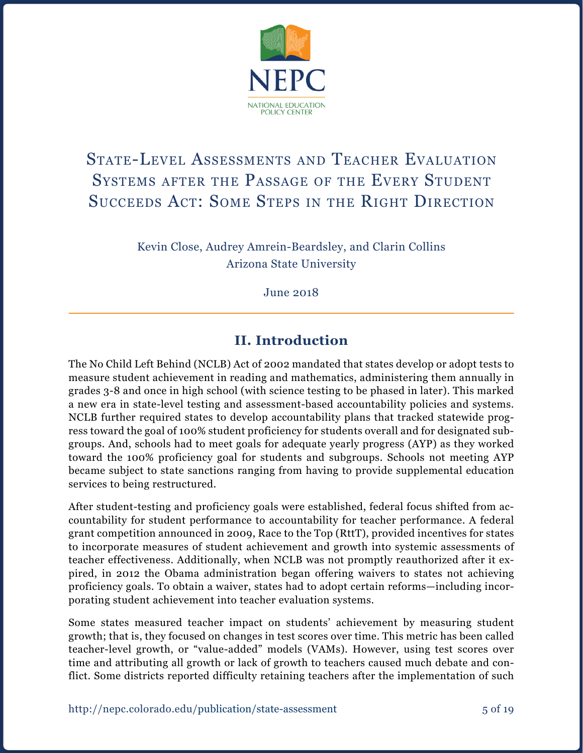# State-Level Assessments and Teacher Evaluation Systems after the Passage of the Every Student Succeeds Act: Some Steps in the Right Direction

Kevin Close, Audrey Amrein-Beardsley, and Clarin Collins
Arizona State University

June 2018

## II. Introduction

The No Child Left Behind (NCLB) Act of 2002 mandated that states develop or adopt tests to measure student achievement in reading and mathematics, administering them annually in grades 3-8 and once in high school (with science testing to be phased in later). This marked a new era in state-level testing and assessment-based accountability policies and systems. NCLB further required states to develop accountability plans that tracked statewide progress toward the goal of 100% student proficiency for students overall and for designated subgroups. And, schools had to meet goals for adequate yearly progress (AYP) as they worked toward the 100% proficiency goal for students and subgroups. Schools not meeting AYP became subject to state sanctions ranging from having to provide supplemental education services to being restructured.

After student-testing and proficiency goals were established, federal focus shifted from accountability for student performance to accountability for teacher performance. A federal grant competition announced in 2009, Race to the Top (RttT), provided incentives for states to incorporate measures of student achievement and growth into systemic assessments of teacher effectiveness. Additionally, when NCLB was not promptly reauthorized after it expired, in 2012 the Obama administration began offering waivers to states not achieving proficiency goals. To obtain a waiver, states had to adopt certain reforms—including incorporating student achievement into teacher evaluation systems.

Some states measured teacher impact on students' achievement by measuring student growth; that is, they focused on changes in test scores over time. This metric has been called teacher-level growth, or "value-added" models (VAMs). However, using test scores over time and attributing all growth or lack of growth to teachers caused much debate and conflict. Some districts reported difficulty retaining teachers after the implementation of such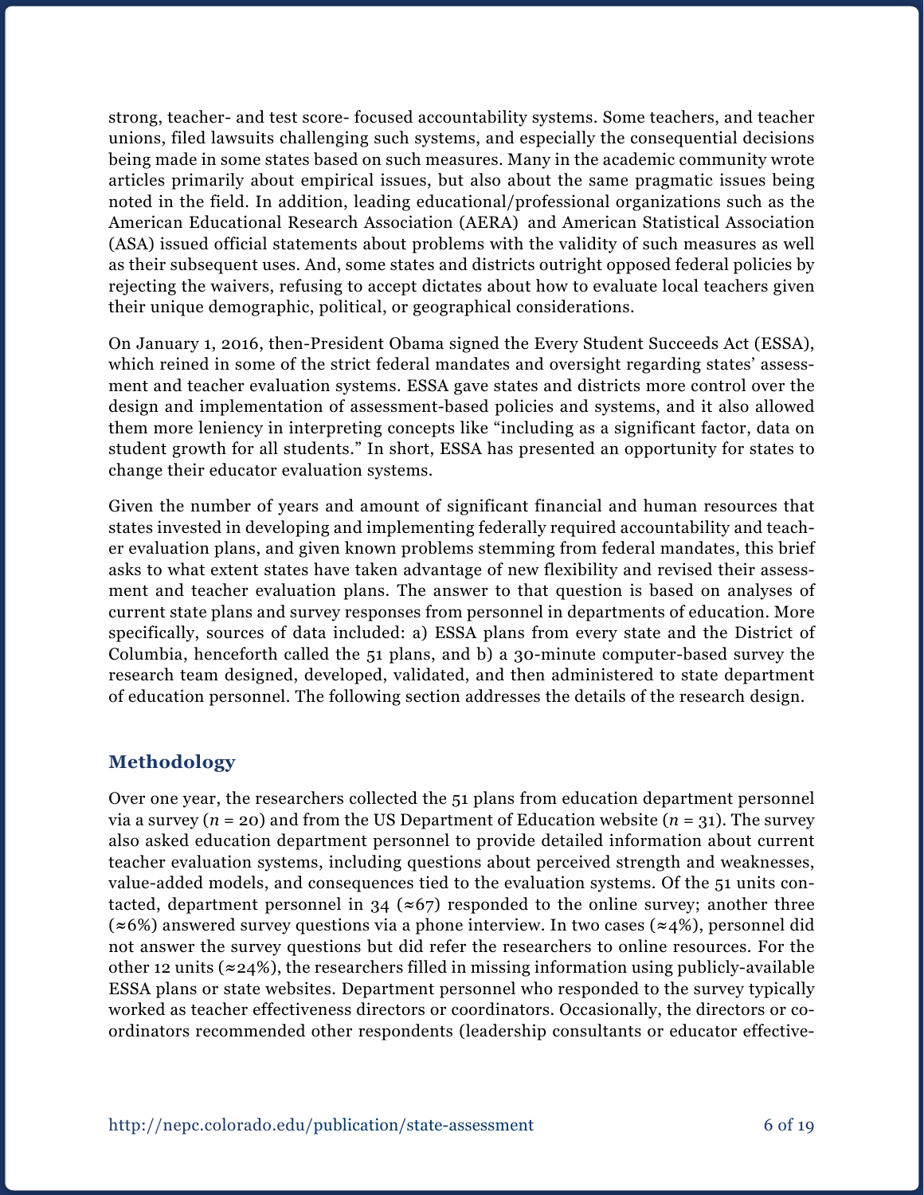strong, teacher- and test score- focused accountability systems. Some teachers, and teacher unions, filed lawsuits challenging such systems, and especially the consequential decisions being made in some states based on such measures. Many in the academic community wrote articles primarily about empirical issues, but also about the same pragmatic issues being noted in the field. In addition, leading educational/professional organizations such as the American Educational Research Association (AERA) and American Statistical Association (ASA) issued official statements about problems with the validity of such measures as well as their subsequent uses. And, some states and districts outright opposed federal policies by rejecting the waivers, refusing to accept dictates about how to evaluate local teachers given their unique demographic, political, or geographical considerations.

On January 1, 2016, then-President Obama signed the Every Student Succeeds Act (ESSA), which reined in some of the strict federal mandates and oversight regarding states' assessment and teacher evaluation systems. ESSA gave states and districts more control over the design and implementation of assessment-based policies and systems, and it also allowed them more leniency in interpreting concepts like "including as a significant factor, data on student growth for all students." In short, ESSA has presented an opportunity for states to change their educator evaluation systems.

Given the number of years and amount of significant financial and human resources that states invested in developing and implementing federally required accountability and teacher evaluation plans, and given known problems stemming from federal mandates, this brief asks to what extent states have taken advantage of new flexibility and revised their assessment and teacher evaluation plans. The answer to that question is based on analyses of current state plans and survey responses from personnel in departments of education. More specifically, sources of data included: a) ESSA plans from every state and the District of Columbia, henceforth called the 51 plans, and b) a 30-minute computer-based survey the research team designed, developed, validated, and then administered to state department of education personnel. The following section addresses the details of the research design.

## Methodology

Over one year, the researchers collected the 51 plans from education department personnel via a survey ($n = 20$) and from the US Department of Education website ($n = 31$). The survey also asked education department personnel to provide detailed information about current teacher evaluation systems, including questions about perceived strength and weaknesses, value-added models, and consequences tied to the evaluation systems. Of the 51 units contacted, department personnel in 34 (≈67) responded to the online survey; another three (≈6%) answered survey questions via a phone interview. In two cases (≈4%), personnel did not answer the survey questions but did refer the researchers to online resources. For the other 12 units (≈24%), the researchers filled in missing information using publicly-available ESSA plans or state websites. Department personnel who responded to the survey typically worked as teacher effectiveness directors or coordinators. Occasionally, the directors or coordinators recommended other respondents (leadership consultants or educator effective-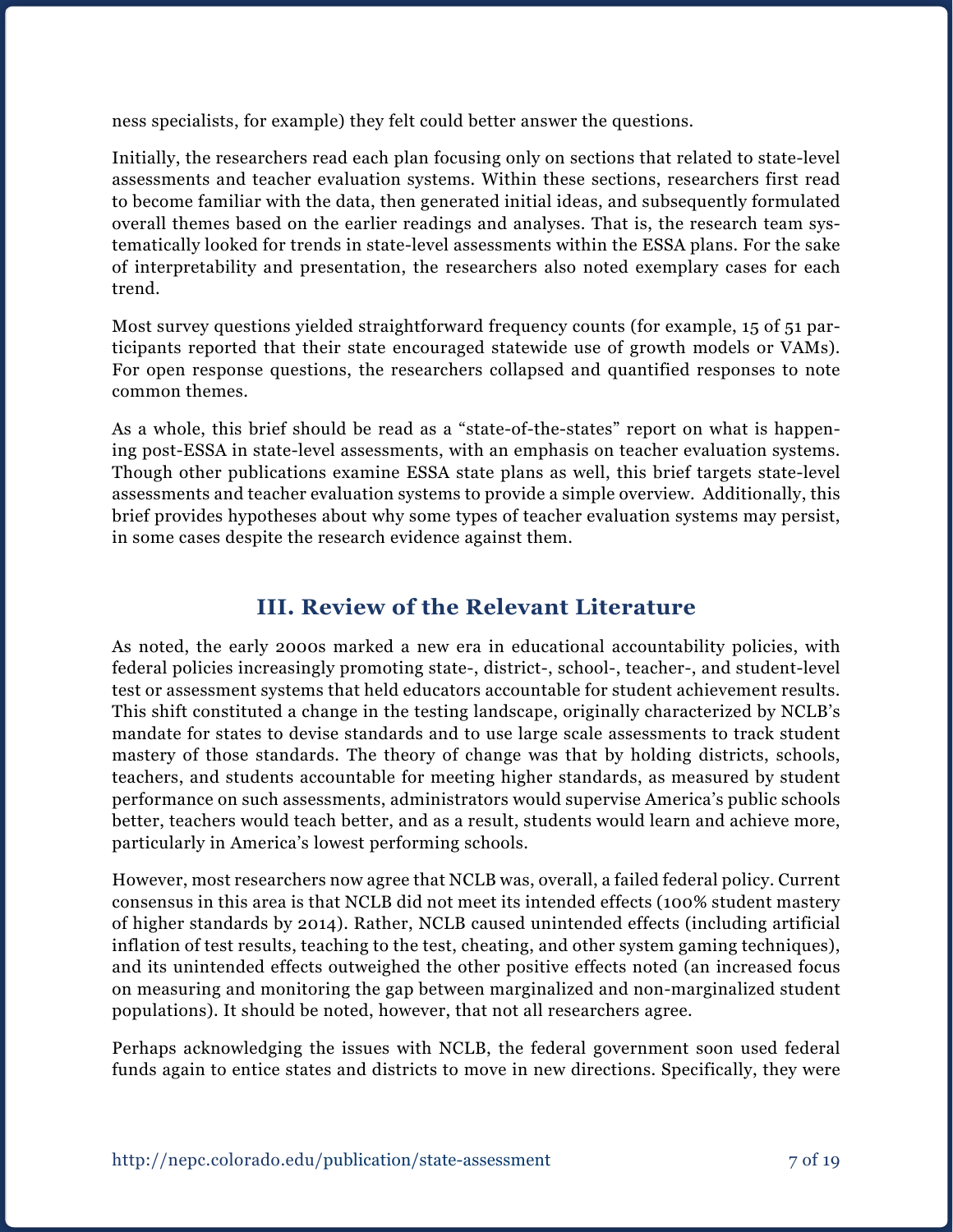ness specialists, for example) they felt could better answer the questions.

Initially, the researchers read each plan focusing only on sections that related to state-level assessments and teacher evaluation systems. Within these sections, researchers first read to become familiar with the data, then generated initial ideas, and subsequently formulated overall themes based on the earlier readings and analyses. That is, the research team systematically looked for trends in state-level assessments within the ESSA plans. For the sake of interpretability and presentation, the researchers also noted exemplary cases for each trend.

Most survey questions yielded straightforward frequency counts (for example, 15 of 51 participants reported that their state encouraged statewide use of growth models or VAMs). For open response questions, the researchers collapsed and quantified responses to note common themes.

As a whole, this brief should be read as a "state-of-the-states" report on what is happening post-ESSA in state-level assessments, with an emphasis on teacher evaluation systems. Though other publications examine ESSA state plans as well, this brief targets state-level assessments and teacher evaluation systems to provide a simple overview. Additionally, this brief provides hypotheses about why some types of teacher evaluation systems may persist, in some cases despite the research evidence against them.

## III. Review of the Relevant Literature

As noted, the early 2000s marked a new era in educational accountability policies, with federal policies increasingly promoting state-, district-, school-, teacher-, and student-level test or assessment systems that held educators accountable for student achievement results. This shift constituted a change in the testing landscape, originally characterized by NCLB's mandate for states to devise standards and to use large scale assessments to track student mastery of those standards. The theory of change was that by holding districts, schools, teachers, and students accountable for meeting higher standards, as measured by student performance on such assessments, administrators would supervise America's public schools better, teachers would teach better, and as a result, students would learn and achieve more, particularly in America's lowest performing schools.

However, most researchers now agree that NCLB was, overall, a failed federal policy. Current consensus in this area is that NCLB did not meet its intended effects (100% student mastery of higher standards by 2014). Rather, NCLB caused unintended effects (including artificial inflation of test results, teaching to the test, cheating, and other system gaming techniques), and its unintended effects outweighed the other positive effects noted (an increased focus on measuring and monitoring the gap between marginalized and non-marginalized student populations). It should be noted, however, that not all researchers agree.

Perhaps acknowledging the issues with NCLB, the federal government soon used federal funds again to entice states and districts to move in new directions. Specifically, they were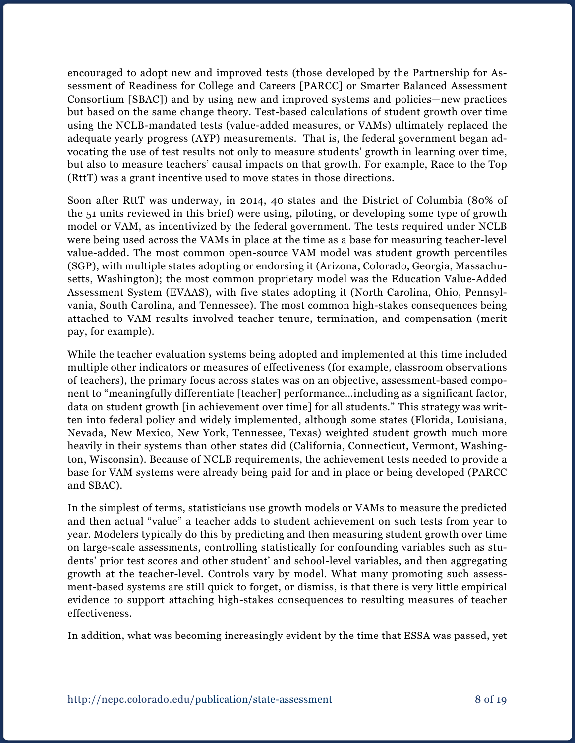encouraged to adopt new and improved tests (those developed by the Partnership for Assessment of Readiness for College and Careers [PARCC] or Smarter Balanced Assessment Consortium [SBAC]) and by using new and improved systems and policies—new practices but based on the same change theory. Test-based calculations of student growth over time using the NCLB-mandated tests (value-added measures, or VAMs) ultimately replaced the adequate yearly progress (AYP) measurements. That is, the federal government began advocating the use of test results not only to measure students' growth in learning over time, but also to measure teachers' causal impacts on that growth. For example, Race to the Top (RttT) was a grant incentive used to move states in those directions.

Soon after RttT was underway, in 2014, 40 states and the District of Columbia (80% of the 51 units reviewed in this brief) were using, piloting, or developing some type of growth model or VAM, as incentivized by the federal government. The tests required under NCLB were being used across the VAMs in place at the time as a base for measuring teacher-level value-added. The most common open-source VAM model was student growth percentiles (SGP), with multiple states adopting or endorsing it (Arizona, Colorado, Georgia, Massachusetts, Washington); the most common proprietary model was the Education Value-Added Assessment System (EVAAS), with five states adopting it (North Carolina, Ohio, Pennsylvania, South Carolina, and Tennessee). The most common high-stakes consequences being attached to VAM results involved teacher tenure, termination, and compensation (merit pay, for example).

While the teacher evaluation systems being adopted and implemented at this time included multiple other indicators or measures of effectiveness (for example, classroom observations of teachers), the primary focus across states was on an objective, assessment-based component to "meaningfully differentiate [teacher] performance…including as a significant factor, data on student growth [in achievement over time] for all students." This strategy was written into federal policy and widely implemented, although some states (Florida, Louisiana, Nevada, New Mexico, New York, Tennessee, Texas) weighted student growth much more heavily in their systems than other states did (California, Connecticut, Vermont, Washington, Wisconsin). Because of NCLB requirements, the achievement tests needed to provide a base for VAM systems were already being paid for and in place or being developed (PARCC and SBAC).

In the simplest of terms, statisticians use growth models or VAMs to measure the predicted and then actual "value" a teacher adds to student achievement on such tests from year to year. Modelers typically do this by predicting and then measuring student growth over time on large-scale assessments, controlling statistically for confounding variables such as students' prior test scores and other student' and school-level variables, and then aggregating growth at the teacher-level. Controls vary by model. What many promoting such assessment-based systems are still quick to forget, or dismiss, is that there is very little empirical evidence to support attaching high-stakes consequences to resulting measures of teacher effectiveness.

In addition, what was becoming increasingly evident by the time that ESSA was passed, yet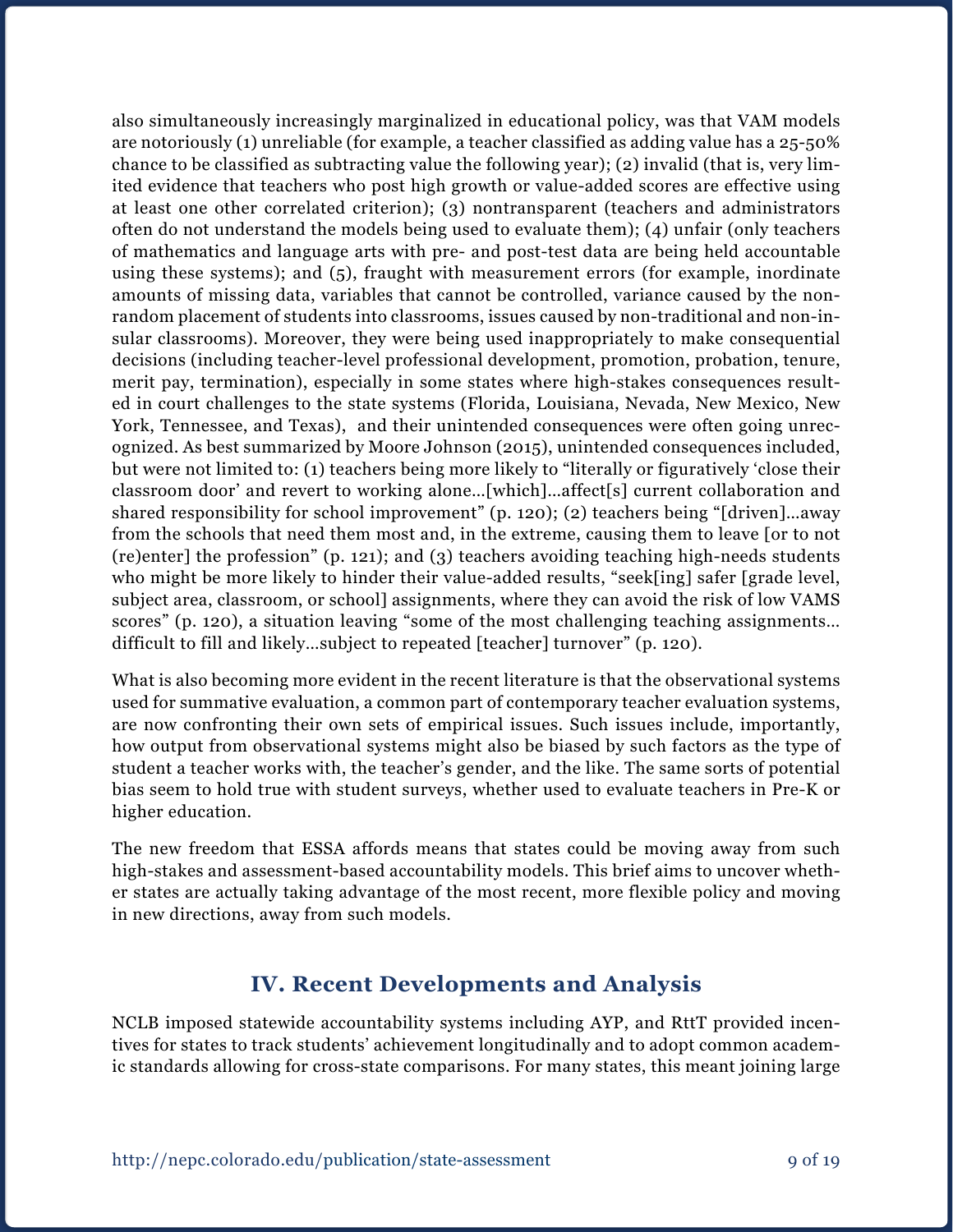also simultaneously increasingly marginalized in educational policy, was that VAM models are notoriously (1) unreliable (for example, a teacher classified as adding value has a 25-50% chance to be classified as subtracting value the following year); (2) invalid (that is, very limited evidence that teachers who post high growth or value-added scores are effective using at least one other correlated criterion); (3) nontransparent (teachers and administrators often do not understand the models being used to evaluate them); (4) unfair (only teachers of mathematics and language arts with pre- and post-test data are being held accountable using these systems); and (5), fraught with measurement errors (for example, inordinate amounts of missing data, variables that cannot be controlled, variance caused by the non-random placement of students into classrooms, issues caused by non-traditional and non-insular classrooms). Moreover, they were being used inappropriately to make consequential decisions (including teacher-level professional development, promotion, probation, tenure, merit pay, termination), especially in some states where high-stakes consequences resulted in court challenges to the state systems (Florida, Louisiana, Nevada, New Mexico, New York, Tennessee, and Texas), and their unintended consequences were often going unrecognized. As best summarized by Moore Johnson (2015), unintended consequences included, but were not limited to: (1) teachers being more likely to "literally or figuratively 'close their classroom door' and revert to working alone…[which]…affect[s] current collaboration and shared responsibility for school improvement" (p. 120); (2) teachers being "[driven]…away from the schools that need them most and, in the extreme, causing them to leave [or to not (re)enter] the profession" (p. 121); and (3) teachers avoiding teaching high-needs students who might be more likely to hinder their value-added results, "seek[ing] safer [grade level, subject area, classroom, or school] assignments, where they can avoid the risk of low VAMS scores" (p. 120), a situation leaving "some of the most challenging teaching assignments… difficult to fill and likely…subject to repeated [teacher] turnover" (p. 120).

What is also becoming more evident in the recent literature is that the observational systems used for summative evaluation, a common part of contemporary teacher evaluation systems, are now confronting their own sets of empirical issues. Such issues include, importantly, how output from observational systems might also be biased by such factors as the type of student a teacher works with, the teacher's gender, and the like. The same sorts of potential bias seem to hold true with student surveys, whether used to evaluate teachers in Pre-K or higher education.

The new freedom that ESSA affords means that states could be moving away from such high-stakes and assessment-based accountability models. This brief aims to uncover whether states are actually taking advantage of the most recent, more flexible policy and moving in new directions, away from such models.

## IV. Recent Developments and Analysis

NCLB imposed statewide accountability systems including AYP, and RttT provided incentives for states to track students' achievement longitudinally and to adopt common academic standards allowing for cross-state comparisons. For many states, this meant joining large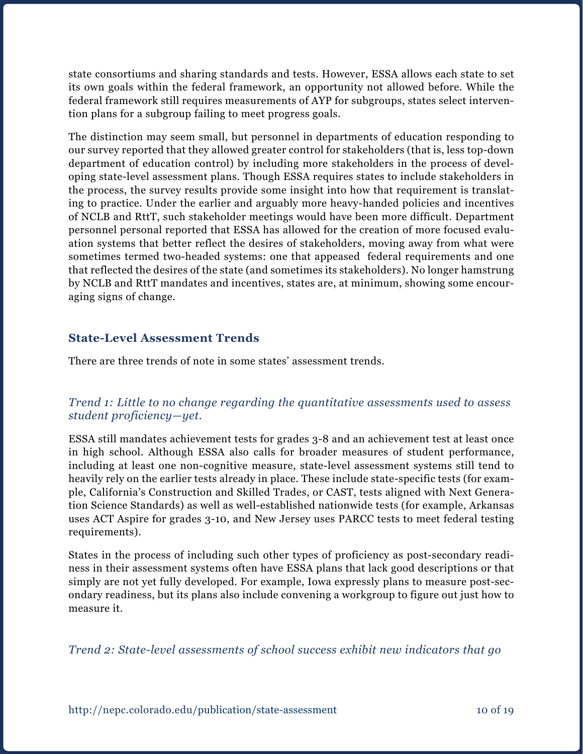state consortiums and sharing standards and tests. However, ESSA allows each state to set its own goals within the federal framework, an opportunity not allowed before. While the federal framework still requires measurements of AYP for subgroups, states select intervention plans for a subgroup failing to meet progress goals.

The distinction may seem small, but personnel in departments of education responding to our survey reported that they allowed greater control for stakeholders (that is, less top-down department of education control) by including more stakeholders in the process of developing state-level assessment plans. Though ESSA requires states to include stakeholders in the process, the survey results provide some insight into how that requirement is translating to practice. Under the earlier and arguably more heavy-handed policies and incentives of NCLB and RttT, such stakeholder meetings would have been more difficult. Department personnel personal reported that ESSA has allowed for the creation of more focused evaluation systems that better reflect the desires of stakeholders, moving away from what were sometimes termed two-headed systems: one that appeased federal requirements and one that reflected the desires of the state (and sometimes its stakeholders). No longer hamstrung by NCLB and RttT mandates and incentives, states are, at minimum, showing some encouraging signs of change.

## State-Level Assessment Trends

There are three trends of note in some states' assessment trends.

### *Trend 1: Little to no change regarding the quantitative assessments used to assess student proficiency—yet.*

ESSA still mandates achievement tests for grades 3-8 and an achievement test at least once in high school. Although ESSA also calls for broader measures of student performance, including at least one non-cognitive measure, state-level assessment systems still tend to heavily rely on the earlier tests already in place. These include state-specific tests (for example, California's Construction and Skilled Trades, or CAST, tests aligned with Next Generation Science Standards) as well as well-established nationwide tests (for example, Arkansas uses ACT Aspire for grades 3-10, and New Jersey uses PARCC tests to meet federal testing requirements).

States in the process of including such other types of proficiency as post-secondary readiness in their assessment systems often have ESSA plans that lack good descriptions or that simply are not yet fully developed. For example, Iowa expressly plans to measure post-secondary readiness, but its plans also include convening a workgroup to figure out just how to measure it.

### *Trend 2: State-level assessments of school success exhibit new indicators that go*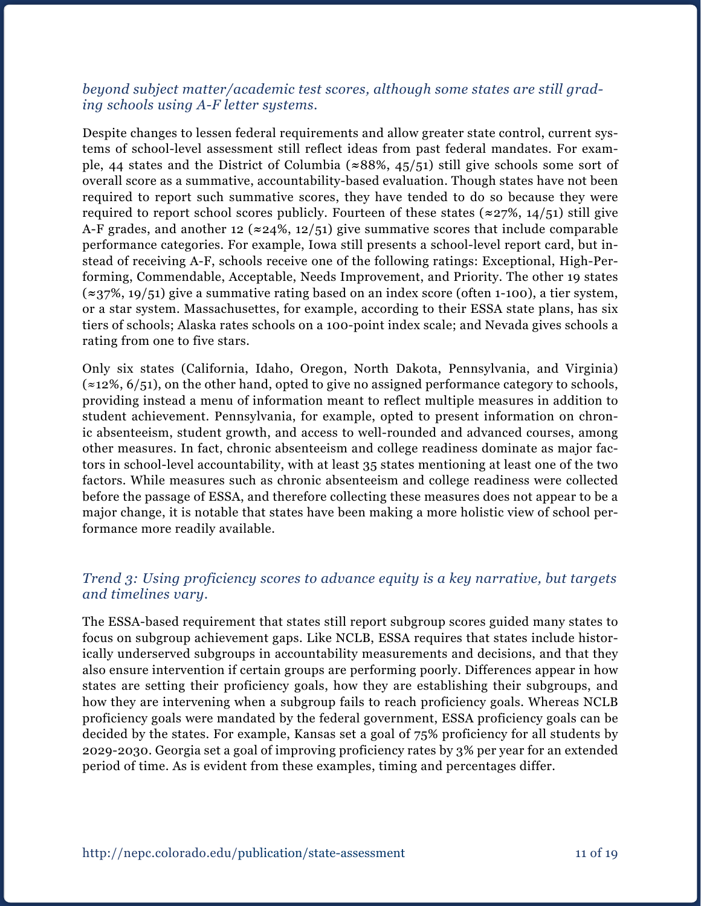*beyond subject matter/academic test scores, although some states are still grading schools using A-F letter systems.*

Despite changes to lessen federal requirements and allow greater state control, current systems of school-level assessment still reflect ideas from past federal mandates. For example, 44 states and the District of Columbia (≈88%, 45/51) still give schools some sort of overall score as a summative, accountability-based evaluation. Though states have not been required to report such summative scores, they have tended to do so because they were required to report school scores publicly. Fourteen of these states (≈27%, 14/51) still give A-F grades, and another 12 (≈24%, 12/51) give summative scores that include comparable performance categories. For example, Iowa still presents a school-level report card, but instead of receiving A-F, schools receive one of the following ratings: Exceptional, High-Performing, Commendable, Acceptable, Needs Improvement, and Priority. The other 19 states (≈37%, 19/51) give a summative rating based on an index score (often 1-100), a tier system, or a star system. Massachusettes, for example, according to their ESSA state plans, has six tiers of schools; Alaska rates schools on a 100-point index scale; and Nevada gives schools a rating from one to five stars.

Only six states (California, Idaho, Oregon, North Dakota, Pennsylvania, and Virginia) (≈12%, 6/51), on the other hand, opted to give no assigned performance category to schools, providing instead a menu of information meant to reflect multiple measures in addition to student achievement. Pennsylvania, for example, opted to present information on chronic absenteeism, student growth, and access to well-rounded and advanced courses, among other measures. In fact, chronic absenteeism and college readiness dominate as major factors in school-level accountability, with at least 35 states mentioning at least one of the two factors. While measures such as chronic absenteeism and college readiness were collected before the passage of ESSA, and therefore collecting these measures does not appear to be a major change, it is notable that states have been making a more holistic view of school performance more readily available.

### *Trend 3: Using proficiency scores to advance equity is a key narrative, but targets and timelines vary.*

The ESSA-based requirement that states still report subgroup scores guided many states to focus on subgroup achievement gaps. Like NCLB, ESSA requires that states include historically underserved subgroups in accountability measurements and decisions, and that they also ensure intervention if certain groups are performing poorly. Differences appear in how states are setting their proficiency goals, how they are establishing their subgroups, and how they are intervening when a subgroup fails to reach proficiency goals. Whereas NCLB proficiency goals were mandated by the federal government, ESSA proficiency goals can be decided by the states. For example, Kansas set a goal of 75% proficiency for all students by 2029-2030. Georgia set a goal of improving proficiency rates by 3% per year for an extended period of time. As is evident from these examples, timing and percentages differ.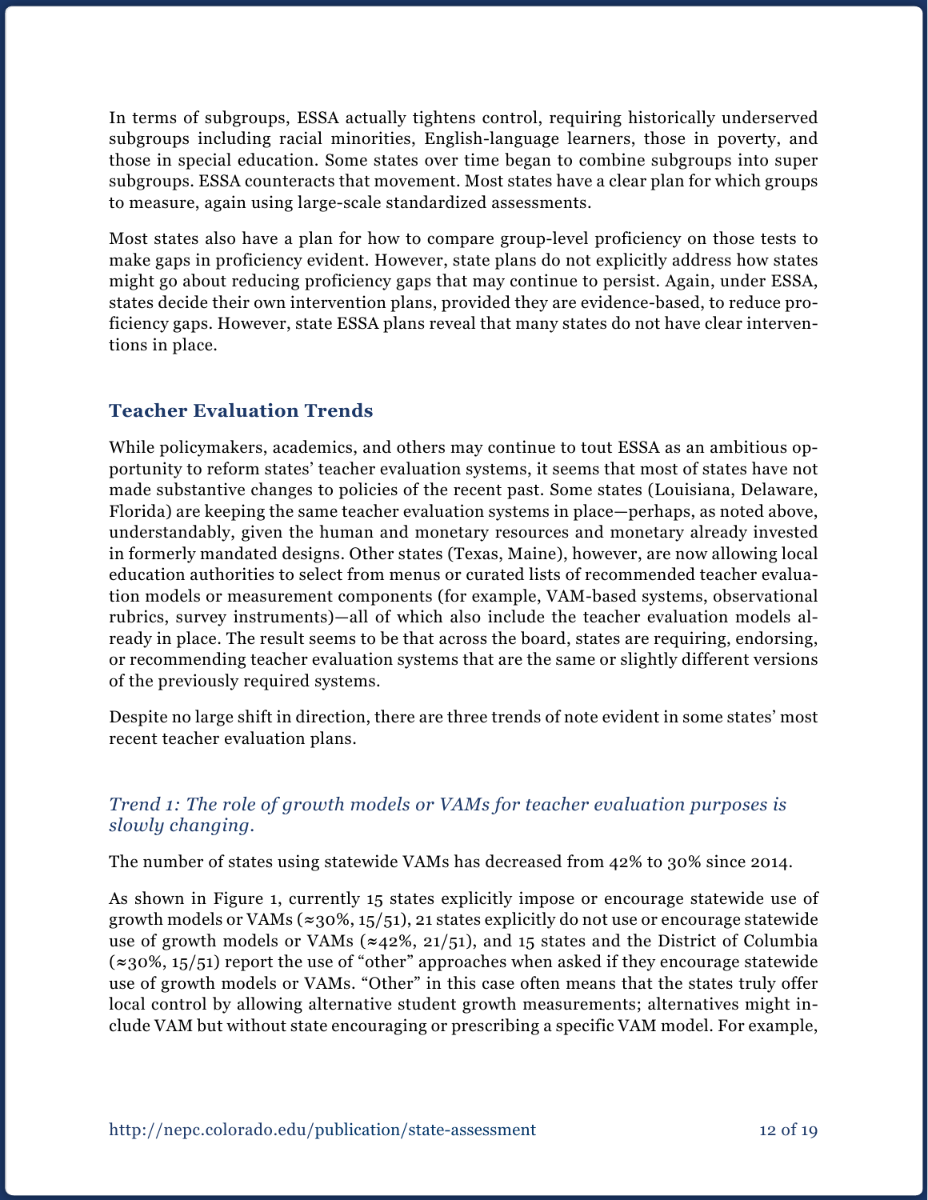In terms of subgroups, ESSA actually tightens control, requiring historically underserved subgroups including racial minorities, English-language learners, those in poverty, and those in special education. Some states over time began to combine subgroups into super subgroups. ESSA counteracts that movement. Most states have a clear plan for which groups to measure, again using large-scale standardized assessments.

Most states also have a plan for how to compare group-level proficiency on those tests to make gaps in proficiency evident. However, state plans do not explicitly address how states might go about reducing proficiency gaps that may continue to persist. Again, under ESSA, states decide their own intervention plans, provided they are evidence-based, to reduce proficiency gaps. However, state ESSA plans reveal that many states do not have clear interventions in place.

## Teacher Evaluation Trends

While policymakers, academics, and others may continue to tout ESSA as an ambitious opportunity to reform states' teacher evaluation systems, it seems that most of states have not made substantive changes to policies of the recent past. Some states (Louisiana, Delaware, Florida) are keeping the same teacher evaluation systems in place—perhaps, as noted above, understandably, given the human and monetary resources and monetary already invested in formerly mandated designs. Other states (Texas, Maine), however, are now allowing local education authorities to select from menus or curated lists of recommended teacher evaluation models or measurement components (for example, VAM-based systems, observational rubrics, survey instruments)—all of which also include the teacher evaluation models already in place. The result seems to be that across the board, states are requiring, endorsing, or recommending teacher evaluation systems that are the same or slightly different versions of the previously required systems.

Despite no large shift in direction, there are three trends of note evident in some states' most recent teacher evaluation plans.

### *Trend 1: The role of growth models or VAMs for teacher evaluation purposes is slowly changing.*

The number of states using statewide VAMs has decreased from 42% to 30% since 2014.

As shown in Figure 1, currently 15 states explicitly impose or encourage statewide use of growth models or VAMs (≈30%, 15/51), 21 states explicitly do not use or encourage statewide use of growth models or VAMs (≈42%, 21/51), and 15 states and the District of Columbia (≈30%, 15/51) report the use of "other" approaches when asked if they encourage statewide use of growth models or VAMs. "Other" in this case often means that the states truly offer local control by allowing alternative student growth measurements; alternatives might include VAM but without state encouraging or prescribing a specific VAM model. For example,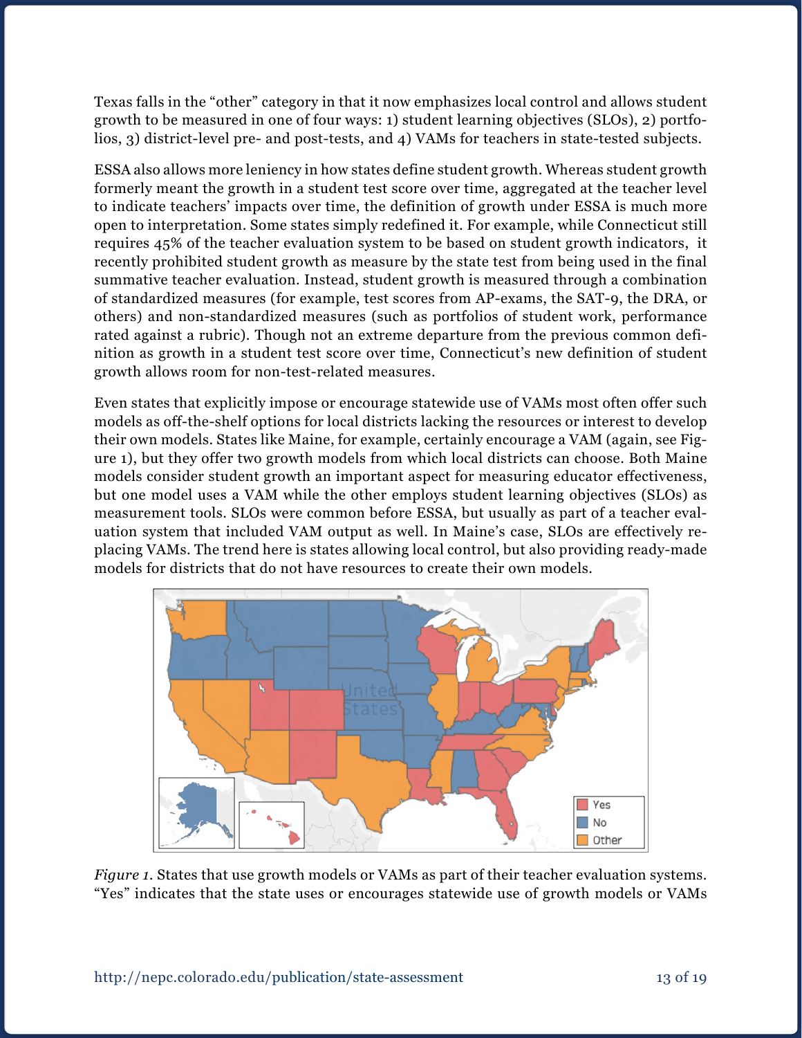Texas falls in the "other" category in that it now emphasizes local control and allows student growth to be measured in one of four ways: 1) student learning objectives (SLOs), 2) portfolios, 3) district-level pre- and post-tests, and 4) VAMs for teachers in state-tested subjects.

ESSA also allows more leniency in how states define student growth. Whereas student growth formerly meant the growth in a student test score over time, aggregated at the teacher level to indicate teachers' impacts over time, the definition of growth under ESSA is much more open to interpretation. Some states simply redefined it. For example, while Connecticut still requires 45% of the teacher evaluation system to be based on student growth indicators, it recently prohibited student growth as measure by the state test from being used in the final summative teacher evaluation. Instead, student growth is measured through a combination of standardized measures (for example, test scores from AP-exams, the SAT-9, the DRA, or others) and non-standardized measures (such as portfolios of student work, performance rated against a rubric). Though not an extreme departure from the previous common definition as growth in a student test score over time, Connecticut's new definition of student growth allows room for non-test-related measures.

Even states that explicitly impose or encourage statewide use of VAMs most often offer such models as off-the-shelf options for local districts lacking the resources or interest to develop their own models. States like Maine, for example, certainly encourage a VAM (again, see Figure 1), but they offer two growth models from which local districts can choose. Both Maine models consider student growth an important aspect for measuring educator effectiveness, but one model uses a VAM while the other employs student learning objectives (SLOs) as measurement tools. SLOs were common before ESSA, but usually as part of a teacher evaluation system that included VAM output as well. In Maine's case, SLOs are effectively replacing VAMs. The trend here is states allowing local control, but also providing ready-made models for districts that do not have resources to create their own models.

*Figure 1.* States that use growth models or VAMs as part of their teacher evaluation systems. "Yes" indicates that the state uses or encourages statewide use of growth models or VAMs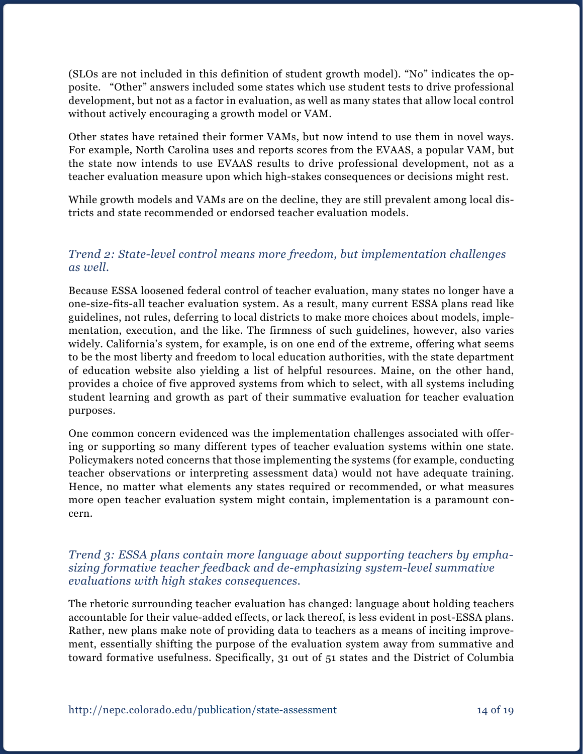(SLOs are not included in this definition of student growth model). "No" indicates the opposite. "Other" answers included some states which use student tests to drive professional development, but not as a factor in evaluation, as well as many states that allow local control without actively encouraging a growth model or VAM.

Other states have retained their former VAMs, but now intend to use them in novel ways. For example, North Carolina uses and reports scores from the EVAAS, a popular VAM, but the state now intends to use EVAAS results to drive professional development, not as a teacher evaluation measure upon which high-stakes consequences or decisions might rest.

While growth models and VAMs are on the decline, they are still prevalent among local districts and state recommended or endorsed teacher evaluation models.

### *Trend 2: State-level control means more freedom, but implementation challenges as well.*

Because ESSA loosened federal control of teacher evaluation, many states no longer have a one-size-fits-all teacher evaluation system. As a result, many current ESSA plans read like guidelines, not rules, deferring to local districts to make more choices about models, implementation, execution, and the like. The firmness of such guidelines, however, also varies widely. California's system, for example, is on one end of the extreme, offering what seems to be the most liberty and freedom to local education authorities, with the state department of education website also yielding a list of helpful resources. Maine, on the other hand, provides a choice of five approved systems from which to select, with all systems including student learning and growth as part of their summative evaluation for teacher evaluation purposes.

One common concern evidenced was the implementation challenges associated with offering or supporting so many different types of teacher evaluation systems within one state. Policymakers noted concerns that those implementing the systems (for example, conducting teacher observations or interpreting assessment data) would not have adequate training. Hence, no matter what elements any states required or recommended, or what measures more open teacher evaluation system might contain, implementation is a paramount concern.

### *Trend 3: ESSA plans contain more language about supporting teachers by emphasizing formative teacher feedback and de-emphasizing system-level summative evaluations with high stakes consequences.*

The rhetoric surrounding teacher evaluation has changed: language about holding teachers accountable for their value-added effects, or lack thereof, is less evident in post-ESSA plans. Rather, new plans make note of providing data to teachers as a means of inciting improvement, essentially shifting the purpose of the evaluation system away from summative and toward formative usefulness. Specifically, 31 out of 51 states and the District of Columbia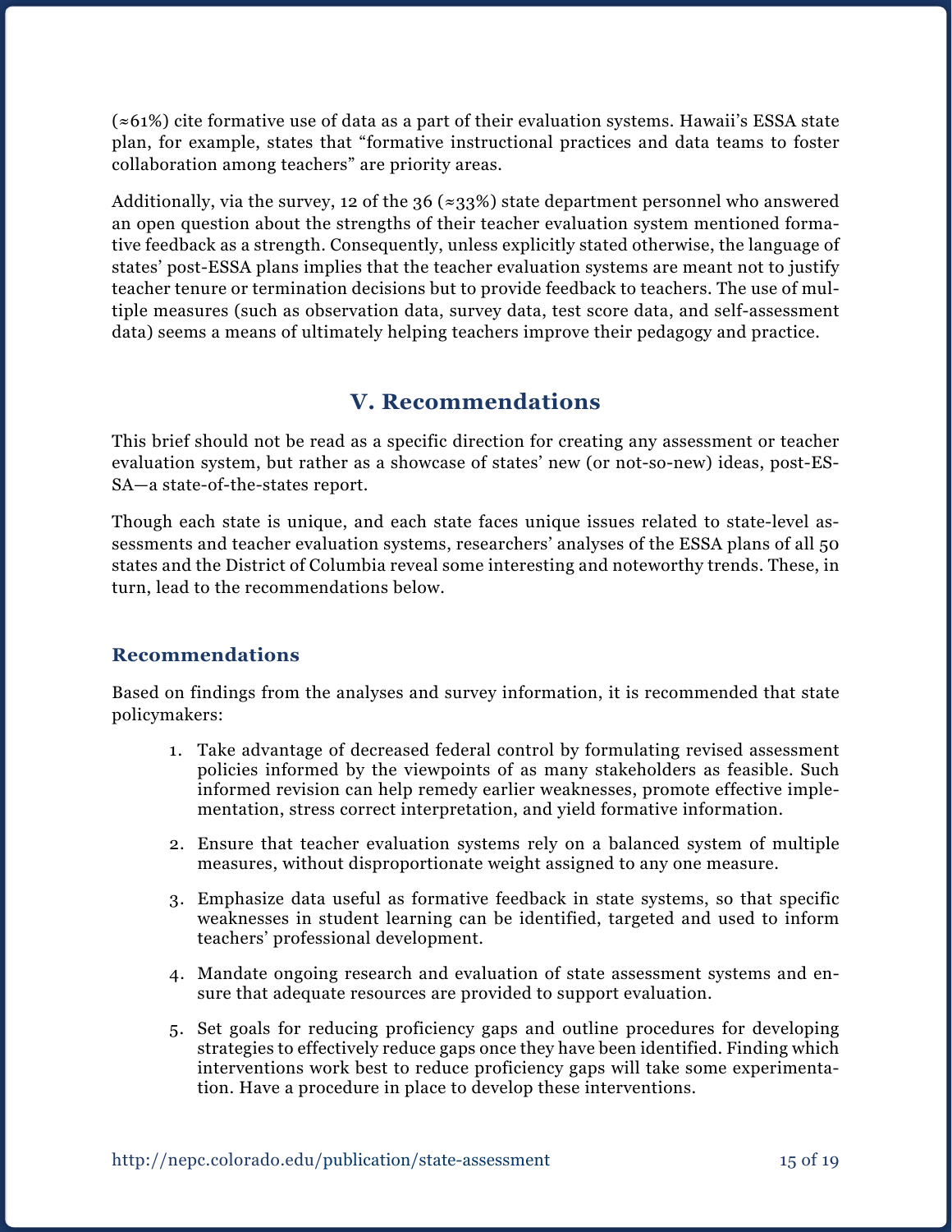(≈61%) cite formative use of data as a part of their evaluation systems. Hawaii's ESSA state plan, for example, states that "formative instructional practices and data teams to foster collaboration among teachers" are priority areas.

Additionally, via the survey, 12 of the 36 (≈33%) state department personnel who answered an open question about the strengths of their teacher evaluation system mentioned formative feedback as a strength. Consequently, unless explicitly stated otherwise, the language of states' post-ESSA plans implies that the teacher evaluation systems are meant not to justify teacher tenure or termination decisions but to provide feedback to teachers. The use of multiple measures (such as observation data, survey data, test score data, and self-assessment data) seems a means of ultimately helping teachers improve their pedagogy and practice.

## V. Recommendations

This brief should not be read as a specific direction for creating any assessment or teacher evaluation system, but rather as a showcase of states' new (or not-so-new) ideas, post-ESSA—a state-of-the-states report.

Though each state is unique, and each state faces unique issues related to state-level assessments and teacher evaluation systems, researchers' analyses of the ESSA plans of all 50 states and the District of Columbia reveal some interesting and noteworthy trends. These, in turn, lead to the recommendations below.

### Recommendations

Based on findings from the analyses and survey information, it is recommended that state policymakers:

1. Take advantage of decreased federal control by formulating revised assessment policies informed by the viewpoints of as many stakeholders as feasible. Such informed revision can help remedy earlier weaknesses, promote effective implementation, stress correct interpretation, and yield formative information.
2. Ensure that teacher evaluation systems rely on a balanced system of multiple measures, without disproportionate weight assigned to any one measure.
3. Emphasize data useful as formative feedback in state systems, so that specific weaknesses in student learning can be identified, targeted and used to inform teachers' professional development.
4. Mandate ongoing research and evaluation of state assessment systems and ensure that adequate resources are provided to support evaluation.
5. Set goals for reducing proficiency gaps and outline procedures for developing strategies to effectively reduce gaps once they have been identified. Finding which interventions work best to reduce proficiency gaps will take some experimentation. Have a procedure in place to develop these interventions.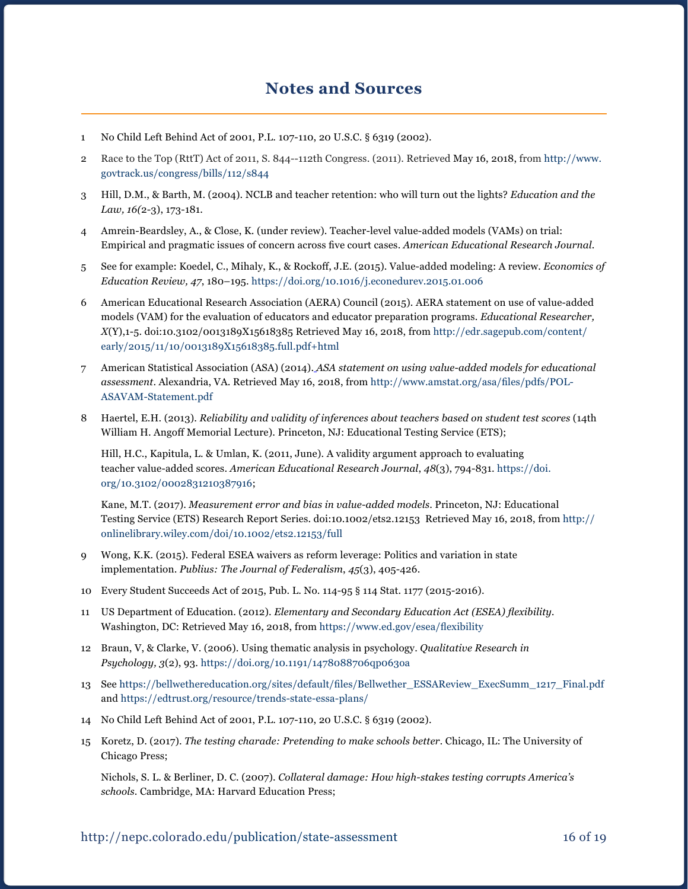# Notes and Sources

1. No Child Left Behind Act of 2001, P.L. 107-110, 20 U.S.C. § 6319 (2002).

2. Race to the Top (RttT) Act of 2011, S. 844--112th Congress. (2011). Retrieved May 16, 2018, from http://www.govtrack.us/congress/bills/112/s844

3. Hill, D.M., & Barth, M. (2004). NCLB and teacher retention: who will turn out the lights? *Education and the Law, 16*(2-3), 173-181.

4. Amrein-Beardsley, A., & Close, K. (under review). Teacher-level value-added models (VAMs) on trial: Empirical and pragmatic issues of concern across five court cases. *American Educational Research Journal*.

5. See for example: Koedel, C., Mihaly, K., & Rockoff, J.E. (2015). Value-added modeling: A review. *Economics of Education Review, 47*, 180–195. https://doi.org/10.1016/j.econedurev.2015.01.006

6. American Educational Research Association (AERA) Council (2015). AERA statement on use of value-added models (VAM) for the evaluation of educators and educator preparation programs. *Educational Researcher, X*(Y),1-5. doi:10.3102/0013189X15618385 Retrieved May 16, 2018, from http://edr.sagepub.com/content/early/2015/11/10/0013189X15618385.full.pdf+html

7. American Statistical Association (ASA) (2014). *ASA statement on using value-added models for educational assessment*. Alexandria, VA. Retrieved May 16, 2018, from http://www.amstat.org/asa/files/pdfs/POL-ASAVAM-Statement.pdf

8. Haertel, E.H. (2013). *Reliability and validity of inferences about teachers based on student test scores* (14th William H. Angoff Memorial Lecture). Princeton, NJ: Educational Testing Service (ETS);

   Hill, H.C., Kapitula, L. & Umlan, K. (2011, June). A validity argument approach to evaluating teacher value-added scores. *American Educational Research Journal*, *48*(3), 794-831. https://doi.org/10.3102/0002831210387916;

   Kane, M.T. (2017). *Measurement error and bias in value-added models*. Princeton, NJ: Educational Testing Service (ETS) Research Report Series. doi:10.1002/ets2.12153 Retrieved May 16, 2018, from http://onlinelibrary.wiley.com/doi/10.1002/ets2.12153/full

9. Wong, K.K. (2015). Federal ESEA waivers as reform leverage: Politics and variation in state implementation. *Publius: The Journal of Federalism*, *45*(3), 405-426.

10. Every Student Succeeds Act of 2015, Pub. L. No. 114-95 § 114 Stat. 1177 (2015-2016).

11. US Department of Education. (2012). *Elementary and Secondary Education Act (ESEA) flexibility*. Washington, DC: Retrieved May 16, 2018, from https://www.ed.gov/esea/flexibility

12. Braun, V, & Clarke, V. (2006). Using thematic analysis in psychology. *Qualitative Research in Psychology, 3*(2), 93. https://doi.org/10.1191/1478088706qp063oa

13. See https://bellwethereducation.org/sites/default/files/Bellwether_ESSAReview_ExecSumm_1217_Final.pdf and https://edtrust.org/resource/trends-state-essa-plans/

14. No Child Left Behind Act of 2001, P.L. 107-110, 20 U.S.C. § 6319 (2002).

15. Koretz, D. (2017). *The testing charade: Pretending to make schools better*. Chicago, IL: The University of Chicago Press;

    Nichols, S. L. & Berliner, D. C. (2007). *Collateral damage: How high-stakes testing corrupts America's schools*. Cambridge, MA: Harvard Education Press;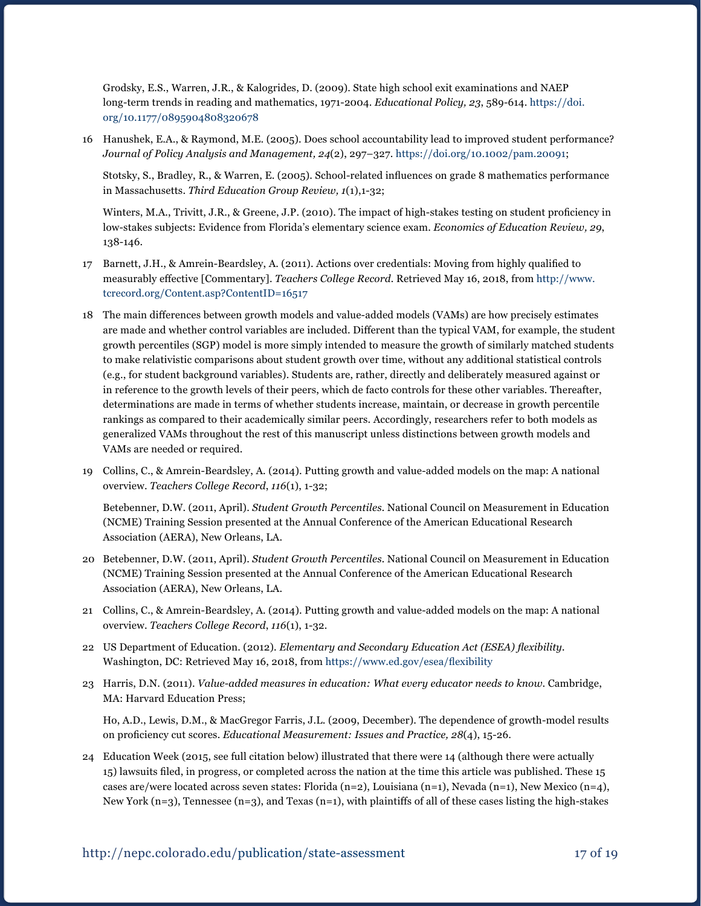Grodsky, E.S., Warren, J.R., & Kalogrides, D. (2009). State high school exit examinations and NAEP long-term trends in reading and mathematics, 1971-2004. *Educational Policy, 23*, 589-614. https://doi.org/10.1177/0895904808320678

16 Hanushek, E.A., & Raymond, M.E. (2005). Does school accountability lead to improved student performance? *Journal of Policy Analysis and Management, 24*(2), 297–327. https://doi.org/10.1002/pam.20091;

Stotsky, S., Bradley, R., & Warren, E. (2005). School-related influences on grade 8 mathematics performance in Massachusetts. *Third Education Group Review, 1*(1),1-32;

Winters, M.A., Trivitt, J.R., & Greene, J.P. (2010). The impact of high-stakes testing on student proficiency in low-stakes subjects: Evidence from Florida's elementary science exam. *Economics of Education Review, 29*, 138-146.

17 Barnett, J.H., & Amrein-Beardsley, A. (2011). Actions over credentials: Moving from highly qualified to measurably effective [Commentary]. *Teachers College Record*. Retrieved May 16, 2018, from http://www.tcrecord.org/Content.asp?ContentID=16517

18 The main differences between growth models and value-added models (VAMs) are how precisely estimates are made and whether control variables are included. Different than the typical VAM, for example, the student growth percentiles (SGP) model is more simply intended to measure the growth of similarly matched students to make relativistic comparisons about student growth over time, without any additional statistical controls (e.g., for student background variables). Students are, rather, directly and deliberately measured against or in reference to the growth levels of their peers, which de facto controls for these other variables. Thereafter, determinations are made in terms of whether students increase, maintain, or decrease in growth percentile rankings as compared to their academically similar peers. Accordingly, researchers refer to both models as generalized VAMs throughout the rest of this manuscript unless distinctions between growth models and VAMs are needed or required.

19 Collins, C., & Amrein-Beardsley, A. (2014). Putting growth and value-added models on the map: A national overview. *Teachers College Record*, *116*(1), 1-32;

Betebenner, D.W. (2011, April). *Student Growth Percentiles*. National Council on Measurement in Education (NCME) Training Session presented at the Annual Conference of the American Educational Research Association (AERA), New Orleans, LA.

20 Betebenner, D.W. (2011, April). *Student Growth Percentiles*. National Council on Measurement in Education (NCME) Training Session presented at the Annual Conference of the American Educational Research Association (AERA), New Orleans, LA.

21 Collins, C., & Amrein-Beardsley, A. (2014). Putting growth and value-added models on the map: A national overview. *Teachers College Record*, *116*(1), 1-32.

22 US Department of Education. (2012). *Elementary and Secondary Education Act (ESEA) flexibility*. Washington, DC: Retrieved May 16, 2018, from https://www.ed.gov/esea/flexibility

23 Harris, D.N. (2011). *Value-added measures in education: What every educator needs to know*. Cambridge, MA: Harvard Education Press;

Ho, A.D., Lewis, D.M., & MacGregor Farris, J.L. (2009, December). The dependence of growth-model results on proficiency cut scores. *Educational Measurement: Issues and Practice, 28*(4), 15-26.

24 Education Week (2015, see full citation below) illustrated that there were 14 (although there were actually 15) lawsuits filed, in progress, or completed across the nation at the time this article was published. These 15 cases are/were located across seven states: Florida (n=2), Louisiana (n=1), Nevada (n=1), New Mexico (n=4), New York (n=3), Tennessee (n=3), and Texas (n=1), with plaintiffs of all of these cases listing the high-stakes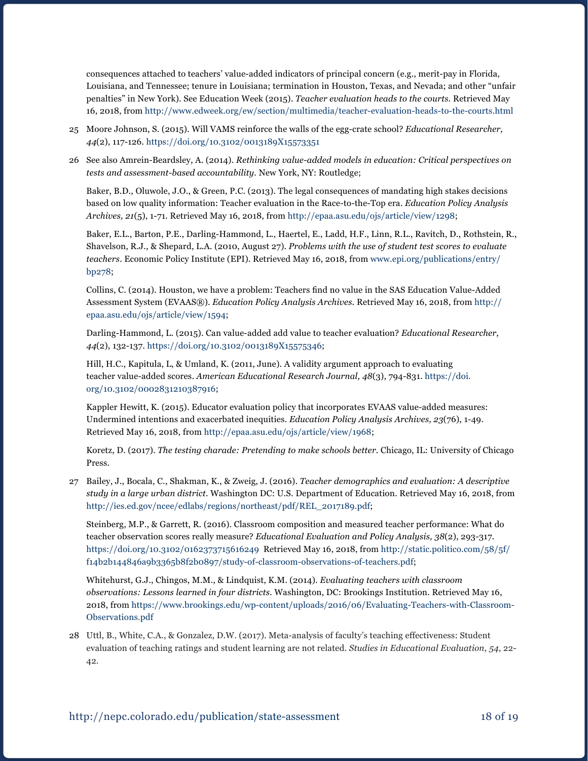consequences attached to teachers' value-added indicators of principal concern (e.g., merit-pay in Florida, Louisiana, and Tennessee; tenure in Louisiana; termination in Houston, Texas, and Nevada; and other "unfair penalties" in New York). See Education Week (2015). *Teacher evaluation heads to the courts*. Retrieved May 16, 2018, from http://www.edweek.org/ew/section/multimedia/teacher-evaluation-heads-to-the-courts.html

25 Moore Johnson, S. (2015). Will VAMS reinforce the walls of the egg-crate school? *Educational Researcher, 44*(2), 117-126. https://doi.org/10.3102/0013189X15573351

26 See also Amrein-Beardsley, A. (2014). *Rethinking value-added models in education: Critical perspectives on tests and assessment-based accountability*. New York, NY: Routledge;

Baker, B.D., Oluwole, J.O., & Green, P.C. (2013). The legal consequences of mandating high stakes decisions based on low quality information: Teacher evaluation in the Race-to-the-Top era. *Education Policy Analysis Archives, 21*(5), 1-71. Retrieved May 16, 2018, from http://epaa.asu.edu/ojs/article/view/1298;

Baker, E.L., Barton, P.E., Darling-Hammond, L., Haertel, E., Ladd, H.F., Linn, R.L., Ravitch, D., Rothstein, R., Shavelson, R.J., & Shepard, L.A. (2010, August 27). *Problems with the use of student test scores to evaluate teachers*. Economic Policy Institute (EPI). Retrieved May 16, 2018, from www.epi.org/publications/entry/bp278;

Collins, C. (2014). Houston, we have a problem: Teachers find no value in the SAS Education Value-Added Assessment System (EVAAS®). *Education Policy Analysis Archives*. Retrieved May 16, 2018, from http://epaa.asu.edu/ojs/article/view/1594;

Darling-Hammond, L. (2015). Can value-added add value to teacher evaluation? *Educational Researcher, 44*(2), 132-137. https://doi.org/10.3102/0013189X15575346;

Hill, H.C., Kapitula, L, & Umland, K. (2011, June). A validity argument approach to evaluating teacher value-added scores. *American Educational Research Journal, 48*(3), 794-831. https://doi.org/10.3102/0002831210387916;

Kappler Hewitt, K. (2015). Educator evaluation policy that incorporates EVAAS value-added measures: Undermined intentions and exacerbated inequities. *Education Policy Analysis Archives, 23*(76), 1-49. Retrieved May 16, 2018, from http://epaa.asu.edu/ojs/article/view/1968;

Koretz, D. (2017). *The testing charade: Pretending to make schools better*. Chicago, IL: University of Chicago Press.

27 Bailey, J., Bocala, C., Shakman, K., & Zweig, J. (2016). *Teacher demographics and evaluation: A descriptive study in a large urban district*. Washington DC: U.S. Department of Education. Retrieved May 16, 2018, from http://ies.ed.gov/ncee/edlabs/regions/northeast/pdf/REL_2017189.pdf;

Steinberg, M.P., & Garrett, R. (2016). Classroom composition and measured teacher performance: What do teacher observation scores really measure? *Educational Evaluation and Policy Analysis, 38*(2), 293-317. https://doi.org/10.3102/0162373715616249 Retrieved May 16, 2018, from http://static.politico.com/58/5f/f14b2b144846a9b3365b8f2b0897/study-of-classroom-observations-of-teachers.pdf;

Whitehurst, G.J., Chingos, M.M., & Lindquist, K.M. (2014). *Evaluating teachers with classroom observations: Lessons learned in four districts*. Washington, DC: Brookings Institution. Retrieved May 16, 2018, from https://www.brookings.edu/wp-content/uploads/2016/06/Evaluating-Teachers-with-Classroom-Observations.pdf

28 Uttl, B., White, C.A., & Gonzalez, D.W. (2017). Meta-analysis of faculty's teaching effectiveness: Student evaluation of teaching ratings and student learning are not related. *Studies in Educational Evaluation*, *54*, 22-42.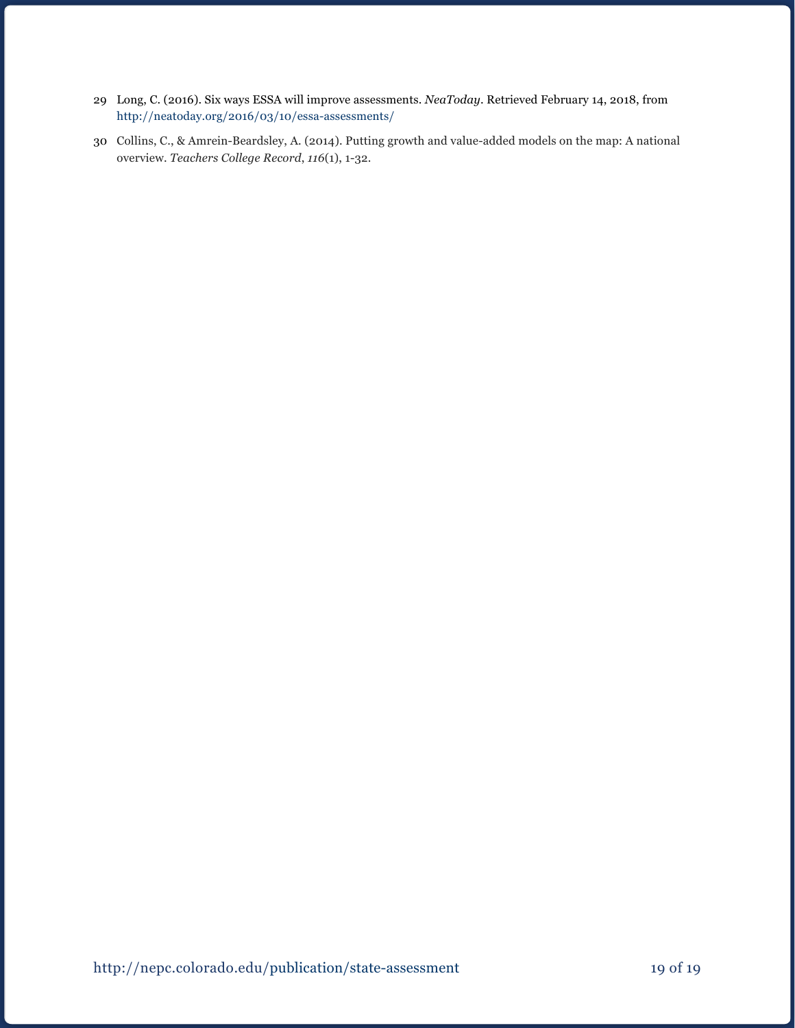29 Long, C. (2016). Six ways ESSA will improve assessments. *NeaToday*. Retrieved February 14, 2018, from http://neatoday.org/2016/03/10/essa-assessments/

30 Collins, C., & Amrein-Beardsley, A. (2014). Putting growth and value-added models on the map: A national overview. *Teachers College Record*, *116*(1), 1-32.